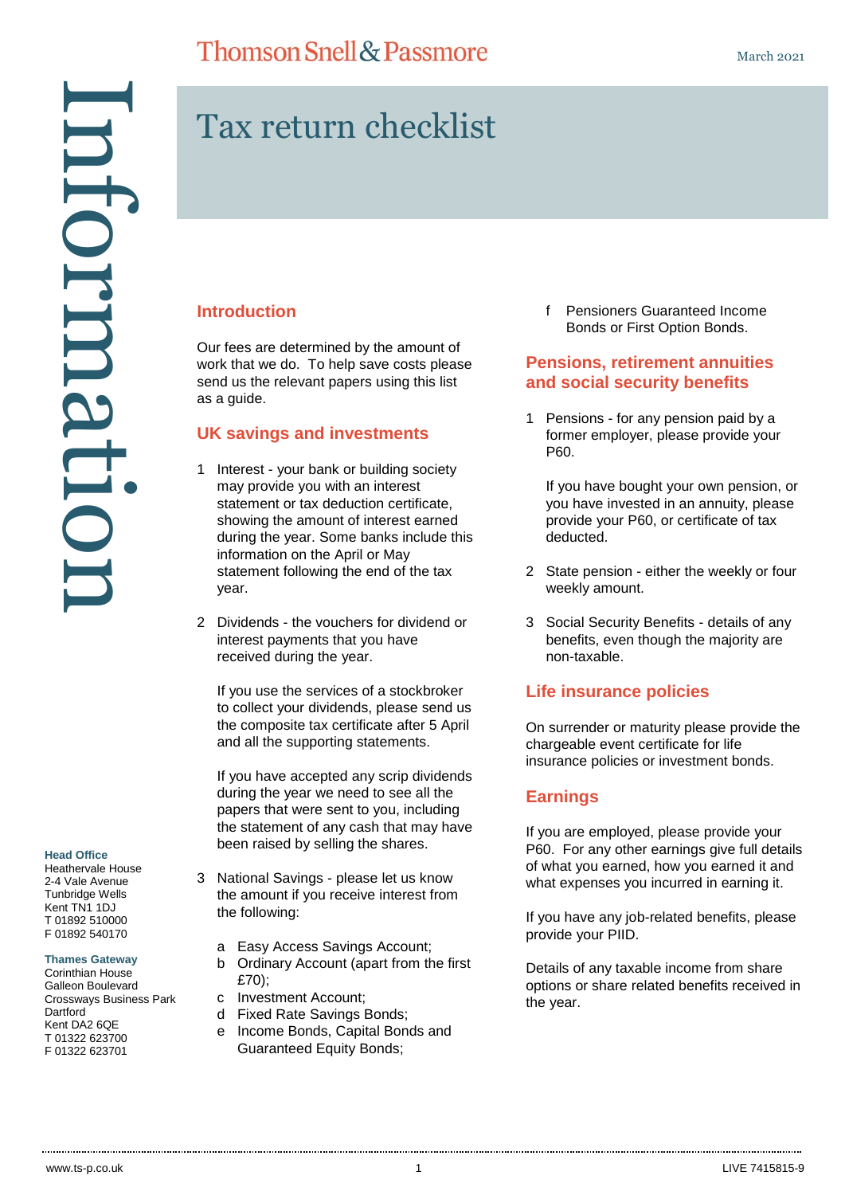Thomson Snell & Passmore

March 2021

# Tax return checklist

## Introduction

Our fees are determined by the amount of work that we do. To help save costs please send us the relevant papers using this list as a guide.

## UK savings and investments

1. Interest - your bank or building society may provide you with an interest statement or tax deduction certificate, showing the amount of interest earned during the year. Some banks include this information on the April or May statement following the end of the tax year.

2. Dividends - the vouchers for dividend or interest payments that you have received during the year.

   If you use the services of a stockbroker to collect your dividends, please send us the composite tax certificate after 5 April and all the supporting statements.

   If you have accepted any scrip dividends during the year we need to see all the papers that were sent to you, including the statement of any cash that may have been raised by selling the shares.

3. National Savings - please let us know the amount if you receive interest from the following:

   a. Easy Access Savings Account;
   b. Ordinary Account (apart from the first £70);
   c. Investment Account;
   d. Fixed Rate Savings Bonds;
   e. Income Bonds, Capital Bonds and Guaranteed Equity Bonds;
   f. Pensioners Guaranteed Income Bonds or First Option Bonds.

## Pensions, retirement annuities and social security benefits

1. Pensions - for any pension paid by a former employer, please provide your P60.

   If you have bought your own pension, or you have invested in an annuity, please provide your P60, or certificate of tax deducted.

2. State pension - either the weekly or four weekly amount.

3. Social Security Benefits - details of any benefits, even though the majority are non-taxable.

## Life insurance policies

On surrender or maturity please provide the chargeable event certificate for life insurance policies or investment bonds.

## Earnings

If you are employed, please provide your P60. For any other earnings give full details of what you earned, how you earned it and what expenses you incurred in earning it.

If you have any job-related benefits, please provide your PIID.

Details of any taxable income from share options or share related benefits received in the year.

**Head Office**
Heathervale House
2-4 Vale Avenue
Tunbridge Wells
Kent TN1 1DJ
T 01892 510000
F 01892 540170

**Thames Gateway**
Corinthian House
Galleon Boulevard
Crossways Business Park
Dartford
Kent DA2 6QE
T 01322 623700
F 01322 623701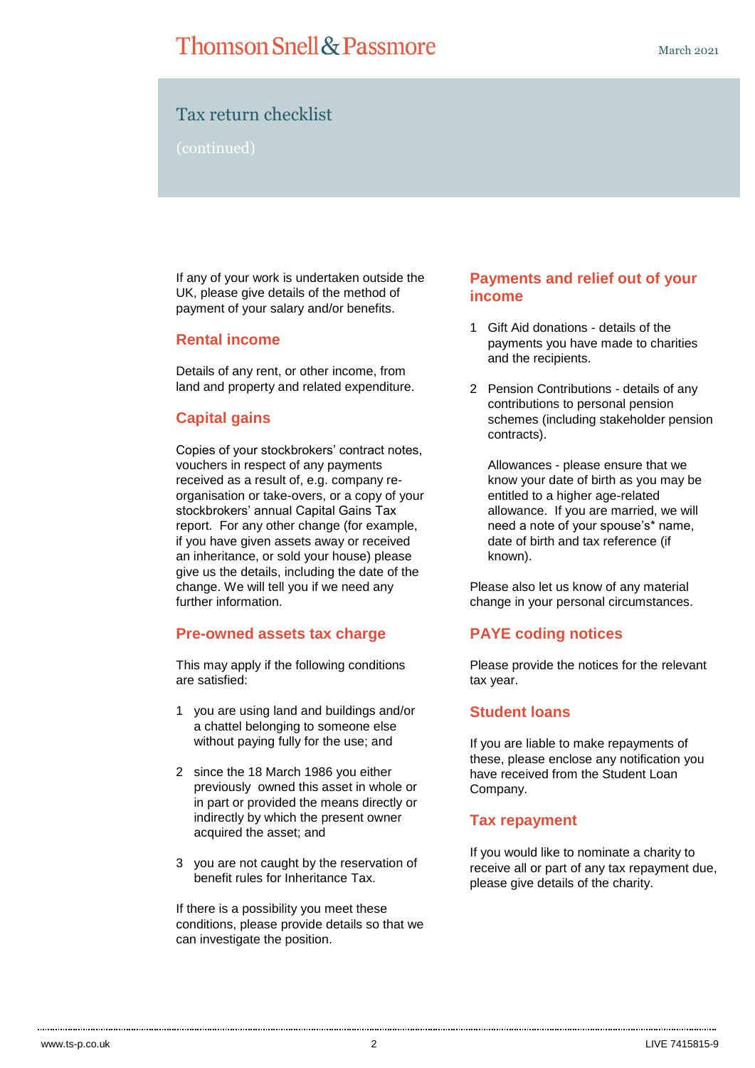# Tax return checklist

(continued)

If any of your work is undertaken outside the UK, please give details of the method of payment of your salary and/or benefits.

## Rental income

Details of any rent, or other income, from land and property and related expenditure.

## Capital gains

Copies of your stockbrokers' contract notes, vouchers in respect of any payments received as a result of, e.g. company re-organisation or take-overs, or a copy of your stockbrokers' annual Capital Gains Tax report. For any other change (for example, if you have given assets away or received an inheritance, or sold your house) please give us the details, including the date of the change. We will tell you if we need any further information.

## Pre-owned assets tax charge

This may apply if the following conditions are satisfied:

1. you are using land and buildings and/or a chattel belonging to someone else without paying fully for the use; and
2. since the 18 March 1986 you either previously owned this asset in whole or in part or provided the means directly or indirectly by which the present owner acquired the asset; and
3. you are not caught by the reservation of benefit rules for Inheritance Tax.

If there is a possibility you meet these conditions, please provide details so that we can investigate the position.

## Payments and relief out of your income

1. Gift Aid donations - details of the payments you have made to charities and the recipients.
2. Pension Contributions - details of any contributions to personal pension schemes (including stakeholder pension contracts).

   Allowances - please ensure that we know your date of birth as you may be entitled to a higher age-related allowance. If you are married, we will need a note of your spouse's* name, date of birth and tax reference (if known).

Please also let us know of any material change in your personal circumstances.

## PAYE coding notices

Please provide the notices for the relevant tax year.

## Student loans

If you are liable to make repayments of these, please enclose any notification you have received from the Student Loan Company.

## Tax repayment

If you would like to nominate a charity to receive all or part of any tax repayment due, please give details of the charity.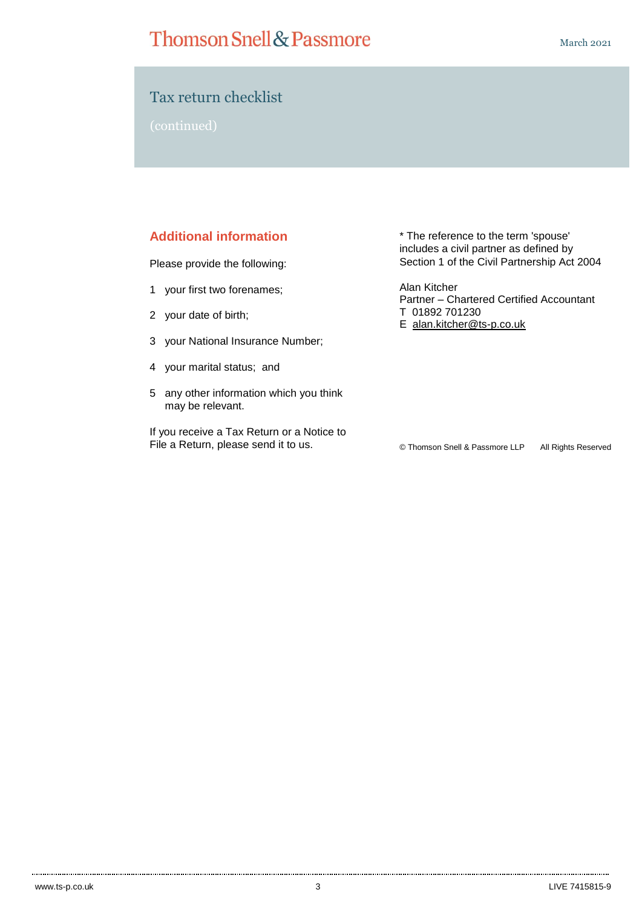# Tax return checklist

(continued)

## Additional information

Please provide the following:

1. your first two forenames;
2. your date of birth;
3. your National Insurance Number;
4. your marital status; and
5. any other information which you think may be relevant.

If you receive a Tax Return or a Notice to File a Return, please send it to us.

* The reference to the term 'spouse' includes a civil partner as defined by Section 1 of the Civil Partnership Act 2004

Alan Kitcher
Partner – Chartered Certified Accountant
T 01892 701230
E alan.kitcher@ts-p.co.uk

© Thomson Snell & Passmore LLP All Rights Reserved